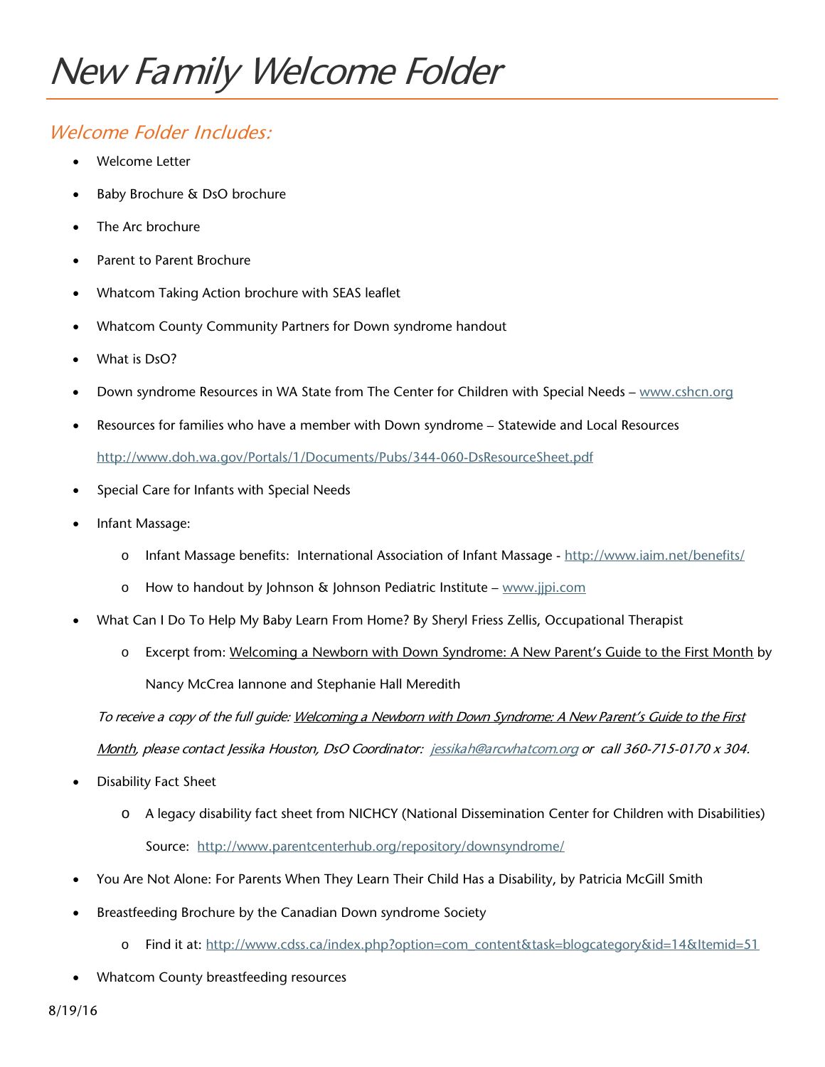# New Family Welcome Folder

## Welcome Folder Includes:

- Welcome Letter
- Baby Brochure & DsO brochure
- The Arc brochure
- Parent to Parent Brochure
- Whatcom Taking Action brochure with SEAS leaflet
- Whatcom County Community Partners for Down syndrome handout
- What is DsO?
- Down syndrome Resources in WA State from The Center for Children with Special Needs – www.cshcn.org
- Resources for families who have a member with Down syndrome – Statewide and Local Resources

  http://www.doh.wa.gov/Portals/1/Documents/Pubs/344-060-DsResourceSheet.pdf
- Special Care for Infants with Special Needs
- Infant Massage:
  - Infant Massage benefits: International Association of Infant Massage - http://www.iaim.net/benefits/
  - How to handout by Johnson & Johnson Pediatric Institute – www.jjpi.com
- What Can I Do To Help My Baby Learn From Home? By Sheryl Friess Zellis, Occupational Therapist
  - Excerpt from: Welcoming a Newborn with Down Syndrome: A New Parent's Guide to the First Month by Nancy McCrea Iannone and Stephanie Hall Meredith

  *To receive a copy of the full guide: Welcoming a Newborn with Down Syndrome: A New Parent's Guide to the First Month, please contact Jessika Houston, DsO Coordinator: jessikah@arcwhatcom.org or call 360-715-0170 x 304.*
- Disability Fact Sheet
  - A legacy disability fact sheet from NICHCY (National Dissemination Center for Children with Disabilities)

    Source: http://www.parentcenterhub.org/repository/downsyndrome/
- You Are Not Alone: For Parents When They Learn Their Child Has a Disability, by Patricia McGill Smith
- Breastfeeding Brochure by the Canadian Down syndrome Society
  - Find it at: http://www.cdss.ca/index.php?option=com_content&task=blogcategory&id=14&Itemid=51
- Whatcom County breastfeeding resources

8/19/16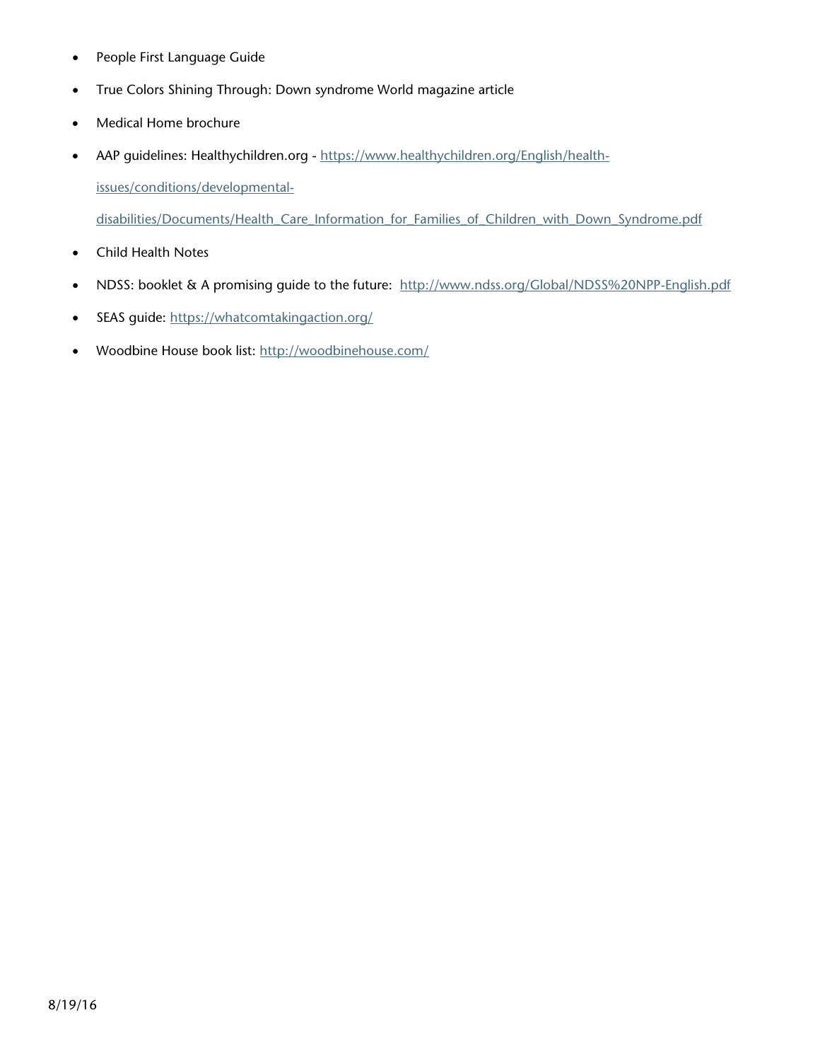- People First Language Guide
- True Colors Shining Through: Down syndrome World magazine article
- Medical Home brochure
- AAP guidelines: Healthychildren.org - https://www.healthychildren.org/English/health-issues/conditions/developmental-disabilities/Documents/Health_Care_Information_for_Families_of_Children_with_Down_Syndrome.pdf
- Child Health Notes
- NDSS: booklet & A promising guide to the future: http://www.ndss.org/Global/NDSS%20NPP-English.pdf
- SEAS guide: https://whatcomtakingaction.org/
- Woodbine House book list: http://woodbinehouse.com/

8/19/16